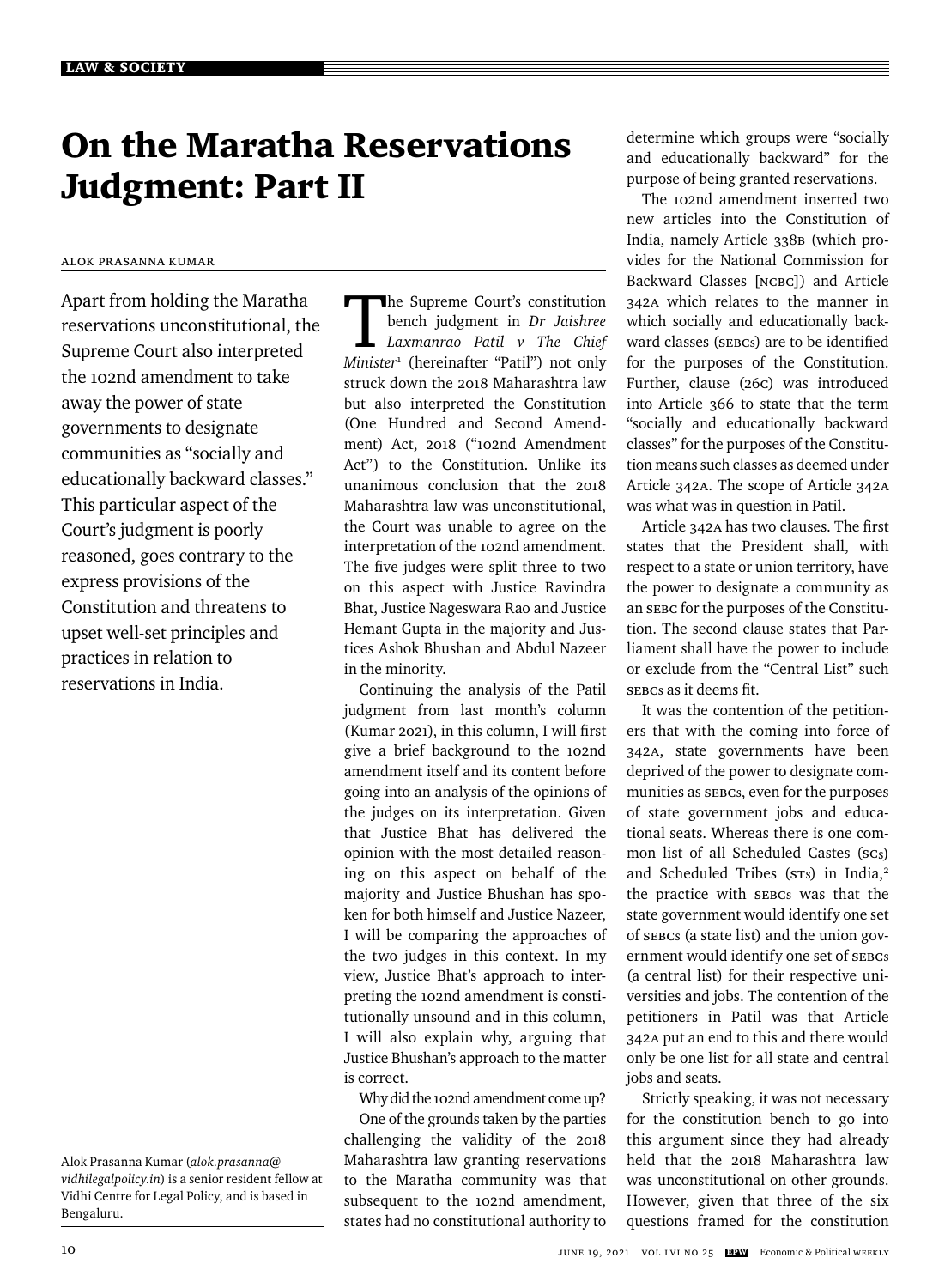# On the Maratha Reservations Judgment: Part II

ALOK PRASANNA KUMAR

Apart from holding the Maratha reservations unconstitutional, the Supreme Court also interpreted the 102nd amendment to take away the power of state governments to designate communities as "socially and educationally backward classes." This particular aspect of the Court's judgment is poorly reasoned, goes contrary to the express provisions of the Constitution and threatens to upset well-set principles and practices in relation to reservations in India.

Alok Prasanna Kumar (*alok.prasanna@vidhilegalpolicy.in*) is a senior resident fellow at Vidhi Centre for Legal Policy, and is based in Bengaluru.

The Supreme Court's constitution bench judgment in *Dr Jaishree Laxmanrao Patil v The Chief Minister*[1] (hereinafter "Patil") not only struck down the 2018 Maharashtra law but also interpreted the Constitution (One Hundred and Second Amendment) Act, 2018 ("102nd Amendment Act") to the Constitution. Unlike its unanimous conclusion that the 2018 Maharashtra law was unconstitutional, the Court was unable to agree on the interpretation of the 102nd amendment. The five judges were split three to two on this aspect with Justice Ravindra Bhat, Justice Nageswara Rao and Justice Hemant Gupta in the majority and Justices Ashok Bhushan and Abdul Nazeer in the minority.

Continuing the analysis of the Patil judgment from last month's column (Kumar 2021), in this column, I will first give a brief background to the 102nd amendment itself and its content before going into an analysis of the opinions of the judges on its interpretation. Given that Justice Bhat has delivered the opinion with the most detailed reasoning on this aspect on behalf of the majority and Justice Bhushan has spoken for both himself and Justice Nazeer, I will be comparing the approaches of the two judges in this context. In my view, Justice Bhat's approach to interpreting the 102nd amendment is constitutionally unsound and in this column, I will also explain why, arguing that Justice Bhushan's approach to the matter is correct.

### Why did the 102nd amendment come up?

One of the grounds taken by the parties challenging the validity of the 2018 Maharashtra law granting reservations to the Maratha community was that subsequent to the 102nd amendment, states had no constitutional authority to determine which groups were "socially and educationally backward" for the purpose of being granted reservations.

The 102nd amendment inserted two new articles into the Constitution of India, namely Article 338B (which provides for the National Commission for Backward Classes [NCBC]) and Article 342A which relates to the manner in which socially and educationally backward classes (SEBCs) are to be identified for the purposes of the Constitution. Further, clause (26C) was introduced into Article 366 to state that the term "socially and educationally backward classes" for the purposes of the Constitution means such classes as deemed under Article 342A. The scope of Article 342A was what was in question in Patil.

Article 342A has two clauses. The first states that the President shall, with respect to a state or union territory, have the power to designate a community as an SEBC for the purposes of the Constitution. The second clause states that Parliament shall have the power to include or exclude from the "Central List" such SEBCs as it deems fit.

It was the contention of the petitioners that with the coming into force of 342A, state governments have been deprived of the power to designate communities as SEBCs, even for the purposes of state government jobs and educational seats. Whereas there is one common list of all Scheduled Castes (SCs) and Scheduled Tribes (STs) in India,[2] the practice with SEBCs was that the state government would identify one set of SEBCs (a state list) and the union government would identify one set of SEBCs (a central list) for their respective universities and jobs. The contention of the petitioners in Patil was that Article 342A put an end to this and there would only be one list for all state and central jobs and seats.

Strictly speaking, it was not necessary for the constitution bench to go into this argument since they had already held that the 2018 Maharashtra law was unconstitutional on other grounds. However, given that three of the six questions framed for the constitution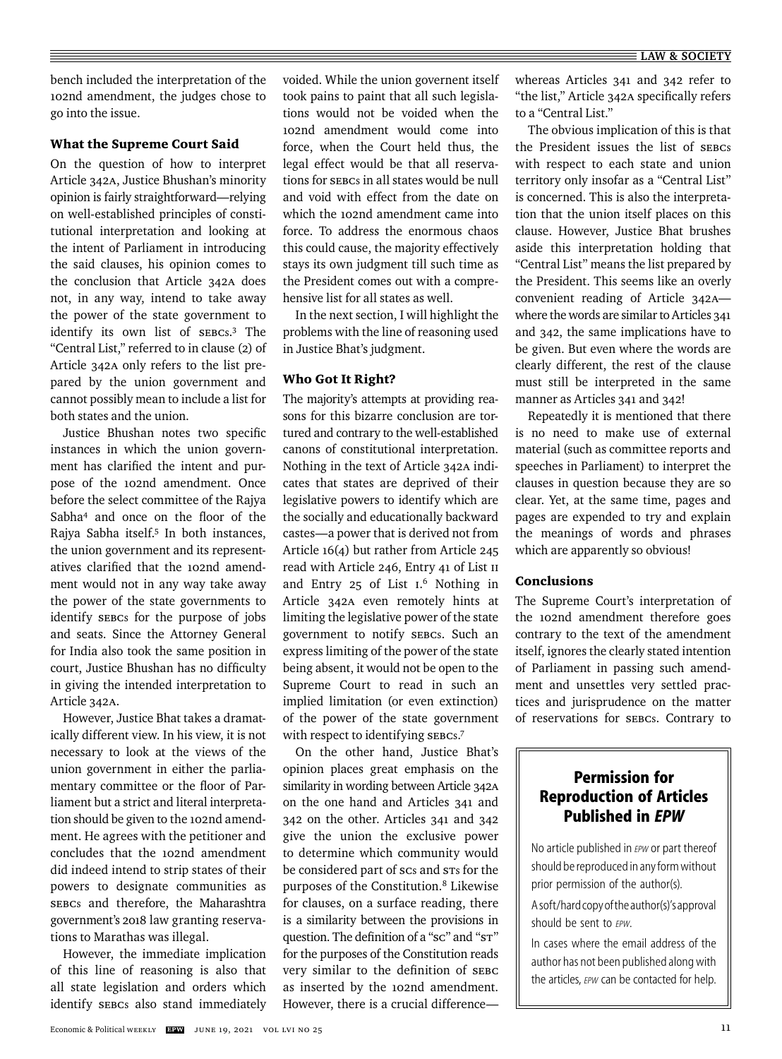bench included the interpretation of the 102nd amendment, the judges chose to go into the issue.

### What the Supreme Court Said

On the question of how to interpret Article 342A, Justice Bhushan's minority opinion is fairly straightforward—relying on well-established principles of constitutional interpretation and looking at the intent of Parliament in introducing the said clauses, his opinion comes to the conclusion that Article 342A does not, in any way, intend to take away the power of the state government to identify its own list of SEBCs.[3] The "Central List," referred to in clause (2) of Article 342A only refers to the list prepared by the union government and cannot possibly mean to include a list for both states and the union.

Justice Bhushan notes two specific instances in which the union government has clarified the intent and purpose of the 102nd amendment. Once before the select committee of the Rajya Sabha[4] and once on the floor of the Rajya Sabha itself.[5] In both instances, the union government and its representatives clarified that the 102nd amendment would not in any way take away the power of the state governments to identify SEBCs for the purpose of jobs and seats. Since the Attorney General for India also took the same position in court, Justice Bhushan has no difficulty in giving the intended interpretation to Article 342A.

However, Justice Bhat takes a dramatically different view. In his view, it is not necessary to look at the views of the union government in either the parliamentary committee or the floor of Parliament but a strict and literal interpretation should be given to the 102nd amendment. He agrees with the petitioner and concludes that the 102nd amendment did indeed intend to strip states of their powers to designate communities as SEBCs and therefore, the Maharashtra government's 2018 law granting reservations to Marathas was illegal.

However, the immediate implication of this line of reasoning is also that all state legislation and orders which identify SEBCs also stand immediately voided. While the union governent itself took pains to paint that all such legislations would not be voided when the 102nd amendment would come into force, when the Court held thus, the legal effect would be that all reservations for SEBCs in all states would be null and void with effect from the date on which the 102nd amendment came into force. To address the enormous chaos this could cause, the majority effectively stays its own judgment till such time as the President comes out with a comprehensive list for all states as well.

In the next section, I will highlight the problems with the line of reasoning used in Justice Bhat's judgment.

### Who Got It Right?

The majority's attempts at providing reasons for this bizarre conclusion are tortured and contrary to the well-established canons of constitutional interpretation. Nothing in the text of Article 342A indicates that states are deprived of their legislative powers to identify which are the socially and educationally backward castes—a power that is derived not from Article 16(4) but rather from Article 245 read with Article 246, Entry 41 of List II and Entry 25 of List I.[6] Nothing in Article 342A even remotely hints at limiting the legislative power of the state government to notify SEBCs. Such an express limiting of the power of the state being absent, it would not be open to the Supreme Court to read in such an implied limitation (or even extinction) of the power of the state government with respect to identifying SEBCs.[7]

On the other hand, Justice Bhat's opinion places great emphasis on the similarity in wording between Article 342A on the one hand and Articles 341 and 342 on the other. Articles 341 and 342 give the union the exclusive power to determine which community would be considered part of SCs and STs for the purposes of the Constitution.[8] Likewise for clauses, on a surface reading, there is a similarity between the provisions in question. The definition of a "SC" and "ST" for the purposes of the Constitution reads very similar to the definition of SEBC as inserted by the 102nd amendment. However, there is a crucial difference—whereas Articles 341 and 342 refer to "the list," Article 342A specifically refers to a "Central List."

The obvious implication of this is that the President issues the list of SEBCs with respect to each state and union territory only insofar as a "Central List" is concerned. This is also the interpretation that the union itself places on this clause. However, Justice Bhat brushes aside this interpretation holding that "Central List" means the list prepared by the President. This seems like an overly convenient reading of Article 342A—where the words are similar to Articles 341 and 342, the same implications have to be given. But even where the words are clearly different, the rest of the clause must still be interpreted in the same manner as Articles 341 and 342!

Repeatedly it is mentioned that there is no need to make use of external material (such as committee reports and speeches in Parliament) to interpret the clauses in question because they are so clear. Yet, at the same time, pages and pages are expended to try and explain the meanings of words and phrases which are apparently so obvious!

### Conclusions

The Supreme Court's interpretation of the 102nd amendment therefore goes contrary to the text of the amendment itself, ignores the clearly stated intention of Parliament in passing such amendment and unsettles very settled practices and jurisprudence on the matter of reservations for SEBCs. Contrary to

---

**Permission for Reproduction of Articles Published in *EPW***

No article published in *EPW* or part thereof should be reproduced in any form without prior permission of the author(s).

A soft/hard copy of the author(s)'s approval should be sent to *EPW*.

In cases where the email address of the author has not been published along with the articles, *EPW* can be contacted for help.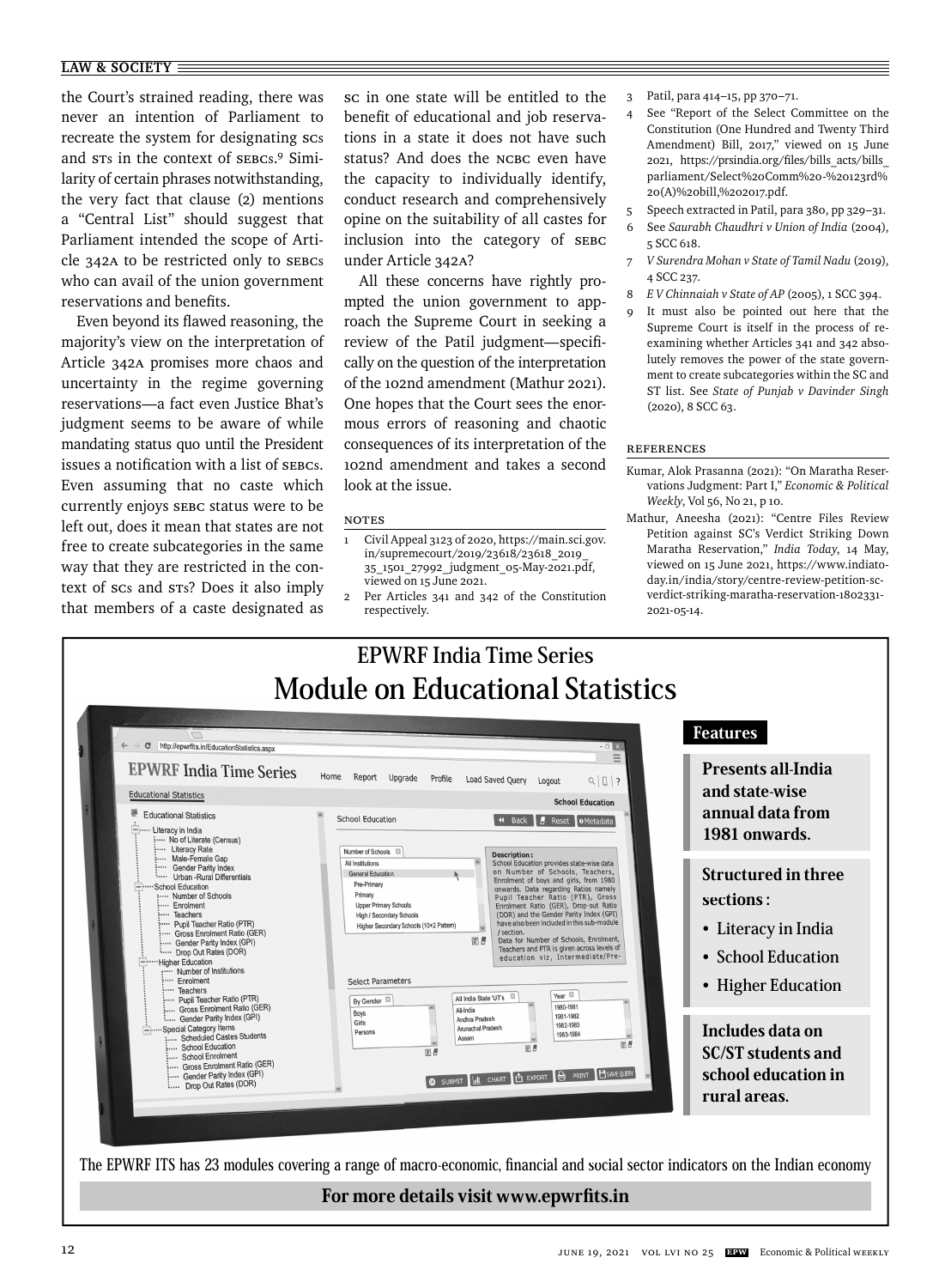the Court's strained reading, there was never an intention of Parliament to recreate the system for designating SCs and STs in the context of SEBCs.[9] Similarity of certain phrases notwithstanding, the very fact that clause (2) mentions a "Central List" should suggest that Parliament intended the scope of Article 342A to be restricted only to SEBCs who can avail of the union government reservations and benefits.

Even beyond its flawed reasoning, the majority's view on the interpretation of Article 342A promises more chaos and uncertainty in the regime governing reservations—a fact even Justice Bhat's judgment seems to be aware of while mandating status quo until the President issues a notification with a list of SEBCs. Even assuming that no caste which currently enjoys SEBC status were to be left out, does it mean that states are not free to create subcategories in the same way that they are restricted in the context of SCs and STs? Does it also imply that members of a caste designated as SC in one state will be entitled to the benefit of educational and job reservations in a state it does not have such status? And does the NCBC even have the capacity to individually identify, conduct research and comprehensively opine on the suitability of all castes for inclusion into the category of SEBC under Article 342A?

All these concerns have rightly prompted the union government to approach the Supreme Court in seeking a review of the Patil judgment—specifically on the question of the interpretation of the 102nd amendment (Mathur 2021). One hopes that the Court sees the enormous errors of reasoning and chaotic consequences of its interpretation of the 102nd amendment and takes a second look at the issue.

## Notes

1 Civil Appeal 3123 of 2020, https://main.sci.gov.in/supremecourt/2019/23618/23618_2019_35_1501_27992_judgment_05-May-2021.pdf, viewed on 15 June 2021.

2 Per Articles 341 and 342 of the Constitution respectively.

3 Patil, para 414–15, pp 370–71.

4 See "Report of the Select Committee on the Constitution (One Hundred and Twenty Third Amendment) Bill, 2017," viewed on 15 June 2021, https://prsindia.org/files/bills_acts/bills_parliament/Select%20Comm%20-%20123rd%20(A)%20bill,%202017.pdf.

5 Speech extracted in Patil, para 380, pp 329–31.

6 See *Saurabh Chaudhri v Union of India* (2004), 5 SCC 618.

7 *V Surendra Mohan v State of Tamil Nadu* (2019), 4 SCC 237.

8 *E V Chinnaiah v State of AP* (2005), 1 SCC 394.

9 It must also be pointed out here that the Supreme Court is itself in the process of re-examining whether Articles 341 and 342 absolutely removes the power of the state government to create subcategories within the SC and ST list. See *State of Punjab v Davinder Singh* (2020), 8 SCC 63.

## References

Kumar, Alok Prasanna (2021): "On Maratha Reservations Judgment: Part I," *Economic & Political Weekly*, Vol 56, No 21, p 10.

Mathur, Aneesha (2021): "Centre Files Review Petition against SC's Verdict Striking Down Maratha Reservation," *India Today*, 14 May, viewed on 15 June 2021, https://www.indiatoday.in/india/story/centre-review-petition-sc-verdict-striking-maratha-reservation-1802331-2021-05-14.

---

# EPWRF India Time Series
## Module on Educational Statistics

**Features**

**Presents all-India and state-wise annual data from 1981 onwards.**

**Structured in three sections:**

- Literacy in India
- School Education
- Higher Education

**Includes data on SC/ST students and school education in rural areas.**

The EPWRF ITS has 23 modules covering a range of macro-economic, financial and social sector indicators on the Indian economy

**For more details visit www.epwrfits.in**